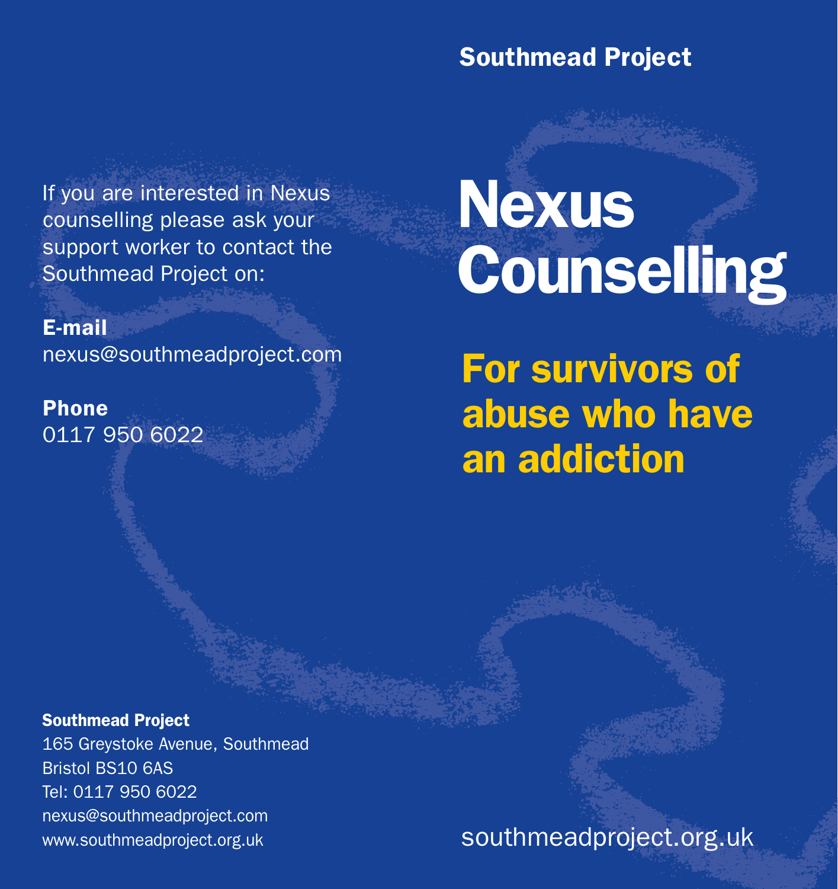**Southmead Project**

# Nexus Counselling

## For survivors of abuse who have an addiction

southmeadproject.org.uk

If you are interested in Nexus counselling please ask your support worker to contact the Southmead Project on:

**E-mail**
nexus@southmeadproject.com

**Phone**
0117 950 6022

**Southmead Project**
165 Greystoke Avenue, Southmead
Bristol BS10 6AS
Tel: 0117 950 6022
nexus@southmeadproject.com
www.southmeadproject.org.uk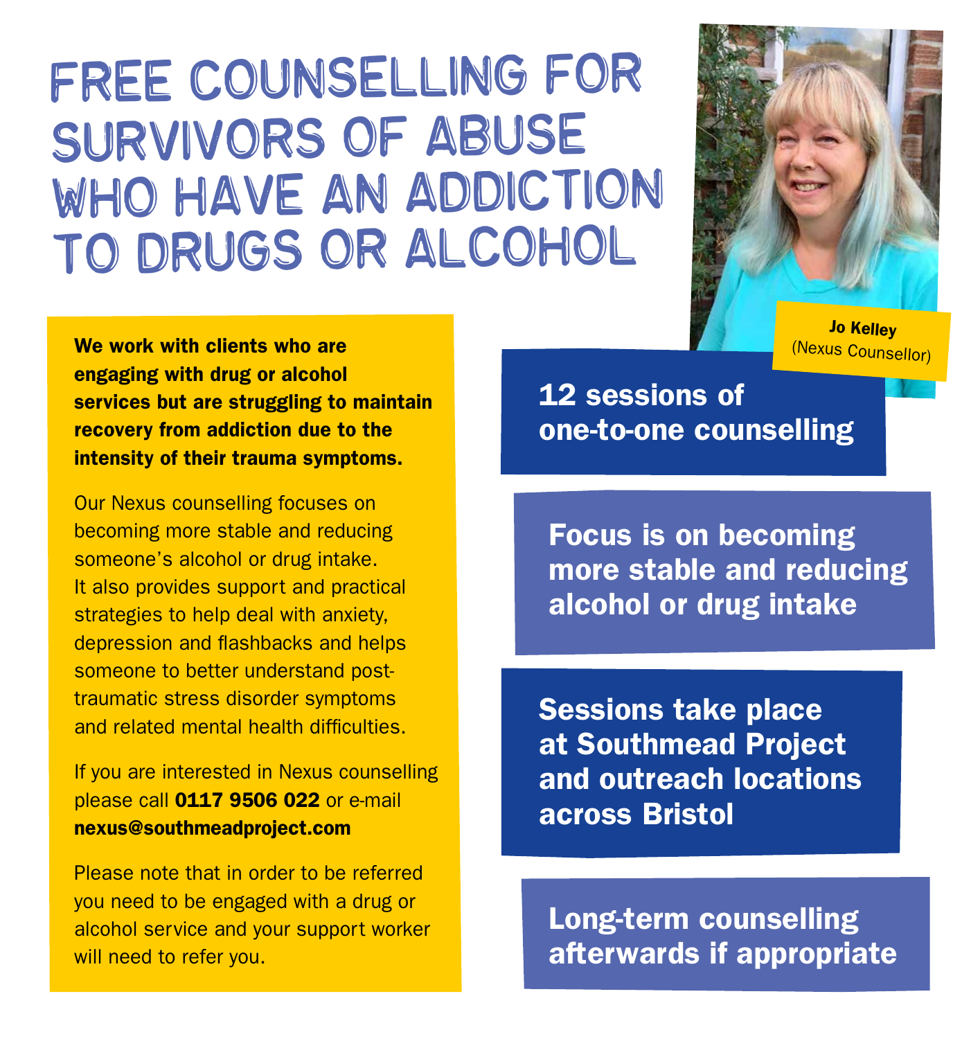# FREE COUNSELLING FOR SURVIVORS OF ABUSE WHO HAVE AN ADDICTION TO DRUGS OR ALCOHOL

**We work with clients who are engaging with drug or alcohol services but are struggling to maintain recovery from addiction due to the intensity of their trauma symptoms.**

Our Nexus counselling focuses on becoming more stable and reducing someone's alcohol or drug intake. It also provides support and practical strategies to help deal with anxiety, depression and flashbacks and helps someone to better understand post-traumatic stress disorder symptoms and related mental health difficulties.

If you are interested in Nexus counselling please call **0117 9506 022** or e-mail **nexus@southmeadproject.com**

Please note that in order to be referred you need to be engaged with a drug or alcohol service and your support worker will need to refer you.

**Jo Kelley**
(Nexus Counsellor)

**12 sessions of one-to-one counselling**

**Focus is on becoming more stable and reducing alcohol or drug intake**

**Sessions take place at Southmead Project and outreach locations across Bristol**

**Long-term counselling afterwards if appropriate**